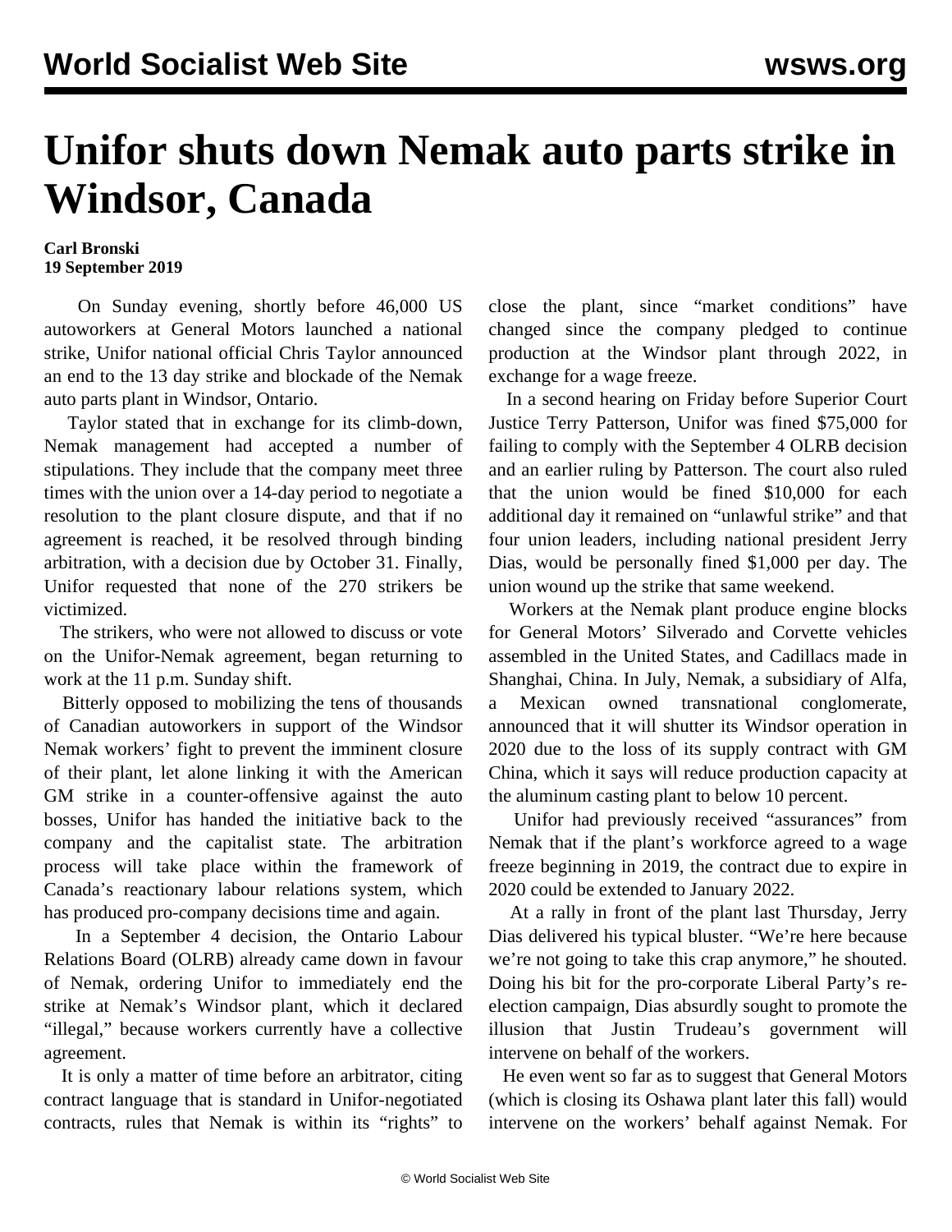# Unifor shuts down Nemak auto parts strike in Windsor, Canada

**Carl Bronski**
**19 September 2019**

On Sunday evening, shortly before 46,000 US autoworkers at General Motors launched a national strike, Unifor national official Chris Taylor announced an end to the 13 day strike and blockade of the Nemak auto parts plant in Windsor, Ontario.

Taylor stated that in exchange for its climb-down, Nemak management had accepted a number of stipulations. They include that the company meet three times with the union over a 14-day period to negotiate a resolution to the plant closure dispute, and that if no agreement is reached, it be resolved through binding arbitration, with a decision due by October 31. Finally, Unifor requested that none of the 270 strikers be victimized.

The strikers, who were not allowed to discuss or vote on the Unifor-Nemak agreement, began returning to work at the 11 p.m. Sunday shift.

Bitterly opposed to mobilizing the tens of thousands of Canadian autoworkers in support of the Windsor Nemak workers' fight to prevent the imminent closure of their plant, let alone linking it with the American GM strike in a counter-offensive against the auto bosses, Unifor has handed the initiative back to the company and the capitalist state. The arbitration process will take place within the framework of Canada's reactionary labour relations system, which has produced pro-company decisions time and again.

In a September 4 decision, the Ontario Labour Relations Board (OLRB) already came down in favour of Nemak, ordering Unifor to immediately end the strike at Nemak's Windsor plant, which it declared "illegal," because workers currently have a collective agreement.

It is only a matter of time before an arbitrator, citing contract language that is standard in Unifor-negotiated contracts, rules that Nemak is within its "rights" to close the plant, since "market conditions" have changed since the company pledged to continue production at the Windsor plant through 2022, in exchange for a wage freeze.

In a second hearing on Friday before Superior Court Justice Terry Patterson, Unifor was fined $75,000 for failing to comply with the September 4 OLRB decision and an earlier ruling by Patterson. The court also ruled that the union would be fined $10,000 for each additional day it remained on "unlawful strike" and that four union leaders, including national president Jerry Dias, would be personally fined $1,000 per day. The union wound up the strike that same weekend.

Workers at the Nemak plant produce engine blocks for General Motors' Silverado and Corvette vehicles assembled in the United States, and Cadillacs made in Shanghai, China. In July, Nemak, a subsidiary of Alfa, a Mexican owned transnational conglomerate, announced that it will shutter its Windsor operation in 2020 due to the loss of its supply contract with GM China, which it says will reduce production capacity at the aluminum casting plant to below 10 percent.

Unifor had previously received "assurances" from Nemak that if the plant's workforce agreed to a wage freeze beginning in 2019, the contract due to expire in 2020 could be extended to January 2022.

At a rally in front of the plant last Thursday, Jerry Dias delivered his typical bluster. "We're here because we're not going to take this crap anymore," he shouted. Doing his bit for the pro-corporate Liberal Party's re-election campaign, Dias absurdly sought to promote the illusion that Justin Trudeau's government will intervene on behalf of the workers.

He even went so far as to suggest that General Motors (which is closing its Oshawa plant later this fall) would intervene on the workers' behalf against Nemak. For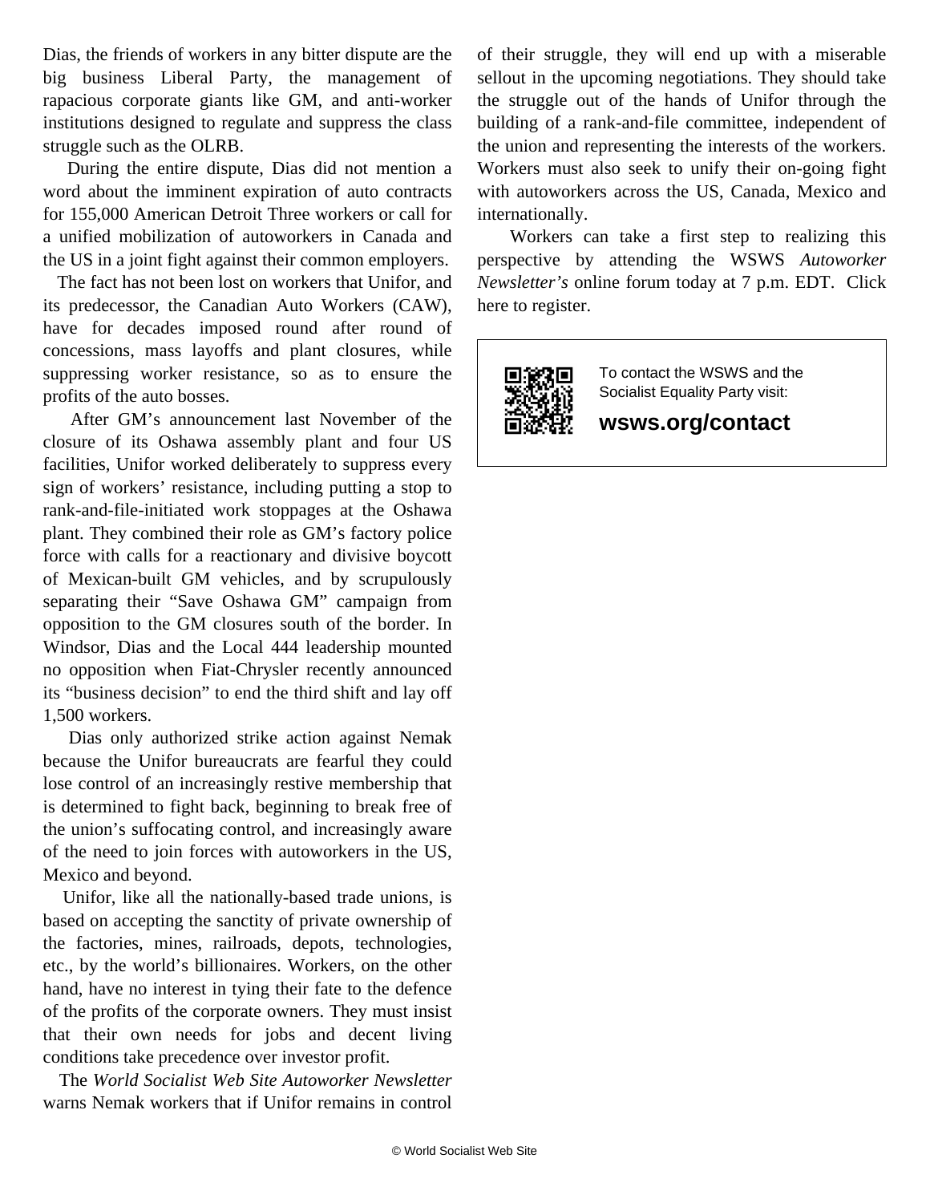Dias, the friends of workers in any bitter dispute are the big business Liberal Party, the management of rapacious corporate giants like GM, and anti-worker institutions designed to regulate and suppress the class struggle such as the OLRB.

During the entire dispute, Dias did not mention a word about the imminent expiration of auto contracts for 155,000 American Detroit Three workers or call for a unified mobilization of autoworkers in Canada and the US in a joint fight against their common employers.

The fact has not been lost on workers that Unifor, and its predecessor, the Canadian Auto Workers (CAW), have for decades imposed round after round of concessions, mass layoffs and plant closures, while suppressing worker resistance, so as to ensure the profits of the auto bosses.

After GM's announcement last November of the closure of its Oshawa assembly plant and four US facilities, Unifor worked deliberately to suppress every sign of workers' resistance, including putting a stop to rank-and-file-initiated work stoppages at the Oshawa plant. They combined their role as GM's factory police force with calls for a reactionary and divisive boycott of Mexican-built GM vehicles, and by scrupulously separating their "Save Oshawa GM" campaign from opposition to the GM closures south of the border. In Windsor, Dias and the Local 444 leadership mounted no opposition when Fiat-Chrysler recently announced its "business decision" to end the third shift and lay off 1,500 workers.

Dias only authorized strike action against Nemak because the Unifor bureaucrats are fearful they could lose control of an increasingly restive membership that is determined to fight back, beginning to break free of the union's suffocating control, and increasingly aware of the need to join forces with autoworkers in the US, Mexico and beyond.

Unifor, like all the nationally-based trade unions, is based on accepting the sanctity of private ownership of the factories, mines, railroads, depots, technologies, etc., by the world's billionaires. Workers, on the other hand, have no interest in tying their fate to the defence of the profits of the corporate owners. They must insist that their own needs for jobs and decent living conditions take precedence over investor profit.

The *World Socialist Web Site Autoworker Newsletter* warns Nemak workers that if Unifor remains in control of their struggle, they will end up with a miserable sellout in the upcoming negotiations. They should take the struggle out of the hands of Unifor through the building of a rank-and-file committee, independent of the union and representing the interests of the workers. Workers must also seek to unify their on-going fight with autoworkers across the US, Canada, Mexico and internationally.

Workers can take a first step to realizing this perspective by attending the WSWS *Autoworker Newsletter's* online forum today at 7 p.m. EDT. Click here to register.

To contact the WSWS and the Socialist Equality Party visit:

**wsws.org/contact**